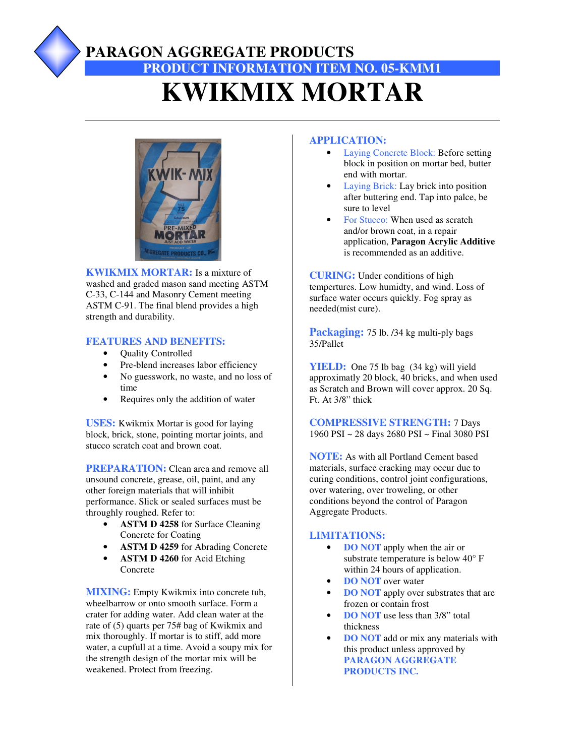# PARAGON AGGREGATE PRODUCTS

## PRODUCT INFORMATION ITEM NO. 05-KMM1

# KWIKMIX MORTAR

**KWIKMIX MORTAR:** Is a mixture of washed and graded mason sand meeting ASTM C-33, C-144 and Masonry Cement meeting ASTM C-91. The final blend provides a high strength and durability.

**FEATURES AND BENEFITS:**

- Quality Controlled
- Pre-blend increases labor efficiency
- No guesswork, no waste, and no loss of time
- Requires only the addition of water

**USES:** Kwikmix Mortar is good for laying block, brick, stone, pointing mortar joints, and stucco scratch coat and brown coat.

**PREPARATION:** Clean area and remove all unsound concrete, grease, oil, paint, and any other foreign materials that will inhibit performance. Slick or sealed surfaces must be throughly roughed. Refer to:

- **ASTM D 4258** for Surface Cleaning Concrete for Coating
- **ASTM D 4259** for Abrading Concrete
- **ASTM D 4260** for Acid Etching Concrete

**MIXING:** Empty Kwikmix into concrete tub, wheelbarrow or onto smooth surface. Form a crater for adding water. Add clean water at the rate of (5) quarts per 75# bag of Kwikmix and mix thoroughly. If mortar is to stiff, add more water, a cupfull at a time. Avoid a soupy mix for the strength design of the mortar mix will be weakened. Protect from freezing.

**APPLICATION:**

- Laying Concrete Block: Before setting block in position on mortar bed, butter end with mortar.
- Laying Brick: Lay brick into position after buttering end. Tap into palce, be sure to level
- For Stucco: When used as scratch and/or brown coat, in a repair application, **Paragon Acrylic Additive** is recommended as an additive.

**CURING:** Under conditions of high tempertures. Low humidty, and wind. Loss of surface water occurs quickly. Fog spray as needed(mist cure).

**Packaging:** 75 lb. /34 kg multi-ply bags 35/Pallet

**YIELD:** One 75 lb bag (34 kg) will yield approximatly 20 block, 40 bricks, and when used as Scratch and Brown will cover approx. 20 Sq. Ft. At 3/8" thick

**COMPRESSIVE STRENGTH:** 7 Days 1960 PSI ~ 28 days 2680 PSI ~ Final 3080 PSI

**NOTE:** As with all Portland Cement based materials, surface cracking may occur due to curing conditions, control joint configurations, over watering, over troweling, or other conditions beyond the control of Paragon Aggregate Products.

**LIMITATIONS:**

- **DO NOT** apply when the air or substrate temperature is below 40° F within 24 hours of application.
- **DO NOT** over water
- **DO NOT** apply over substrates that are frozen or contain frost
- **DO NOT** use less than 3/8" total thickness
- **DO NOT** add or mix any materials with this product unless approved by **PARAGON AGGREGATE PRODUCTS INC.**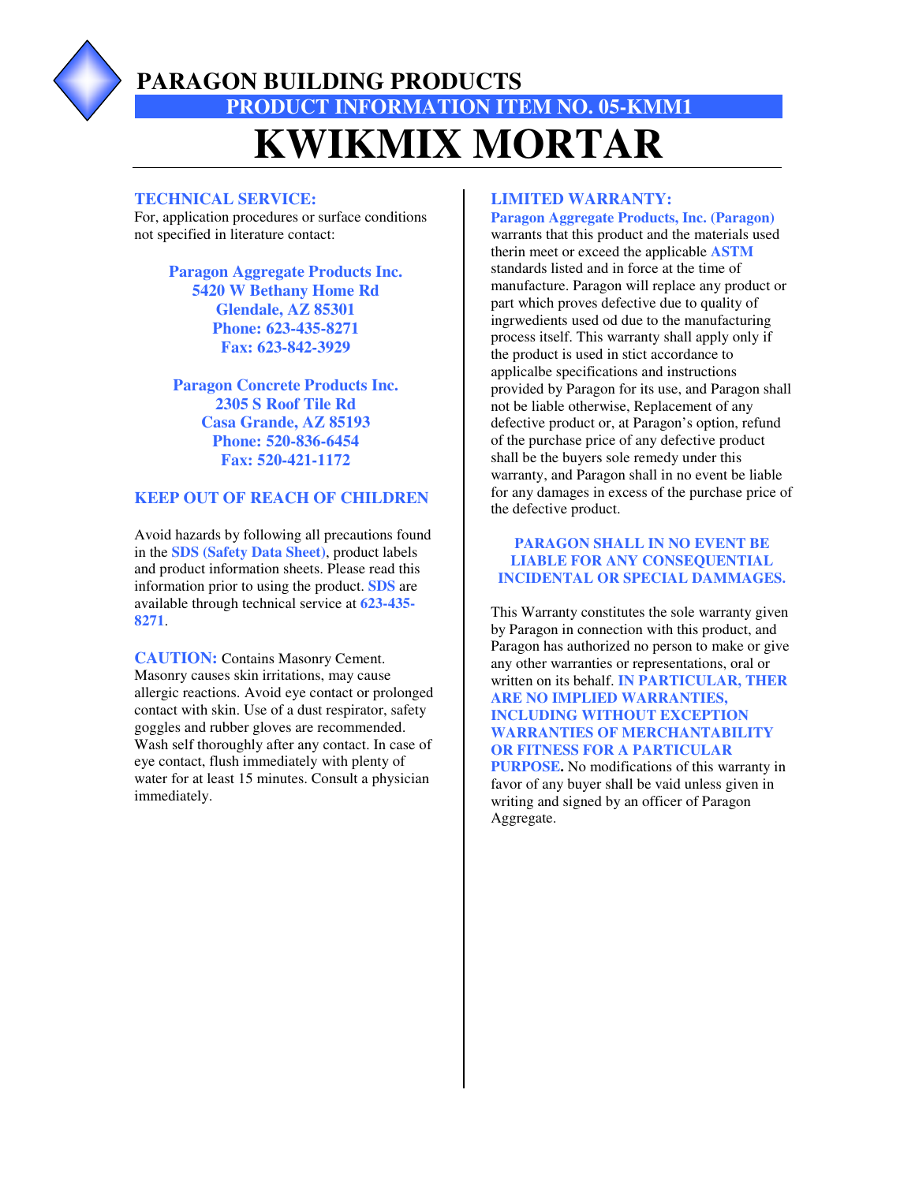# PARAGON BUILDING PRODUCTS

## PRODUCT INFORMATION ITEM NO. 05-KMM1

# KWIKMIX MORTAR

### TECHNICAL SERVICE:

For, application procedures or surface conditions not specified in literature contact:

**Paragon Aggregate Products Inc.**
**5420 W Bethany Home Rd**
**Glendale, AZ 85301**
**Phone: 623-435-8271**
**Fax: 623-842-3929**

**Paragon Concrete Products Inc.**
**2305 S Roof Tile Rd**
**Casa Grande, AZ 85193**
**Phone: 520-836-6454**
**Fax: 520-421-1172**

### KEEP OUT OF REACH OF CHILDREN

Avoid hazards by following all precautions found in the **SDS (Safety Data Sheet)**, product labels and product information sheets. Please read this information prior to using the product. **SDS** are available through technical service at **623-435-8271**.

**CAUTION:** Contains Masonry Cement. Masonry causes skin irritations, may cause allergic reactions. Avoid eye contact or prolonged contact with skin. Use of a dust respirator, safety goggles and rubber gloves are recommended. Wash self thoroughly after any contact. In case of eye contact, flush immediately with plenty of water for at least 15 minutes. Consult a physician immediately.

### LIMITED WARRANTY:

**Paragon Aggregate Products, Inc. (Paragon)** warrants that this product and the materials used therin meet or exceed the applicable **ASTM** standards listed and in force at the time of manufacture. Paragon will replace any product or part which proves defective due to quality of ingrwedients used od due to the manufacturing process itself. This warranty shall apply only if the product is used in stict accordance to applicalbe specifications and instructions provided by Paragon for its use, and Paragon shall not be liable otherwise, Replacement of any defective product or, at Paragon's option, refund of the purchase price of any defective product shall be the buyers sole remedy under this warranty, and Paragon shall in no event be liable for any damages in excess of the purchase price of the defective product.

**PARAGON SHALL IN NO EVENT BE LIABLE FOR ANY CONSEQUENTIAL INCIDENTAL OR SPECIAL DAMMAGES.**

This Warranty constitutes the sole warranty given by Paragon in connection with this product, and Paragon has authorized no person to make or give any other warranties or representations, oral or written on its behalf. **IN PARTICULAR, THER ARE NO IMPLIED WARRANTIES, INCLUDING WITHOUT EXCEPTION WARRANTIES OF MERCHANTABILITY OR FITNESS FOR A PARTICULAR PURPOSE.** No modifications of this warranty in favor of any buyer shall be vaid unless given in writing and signed by an officer of Paragon Aggregate.